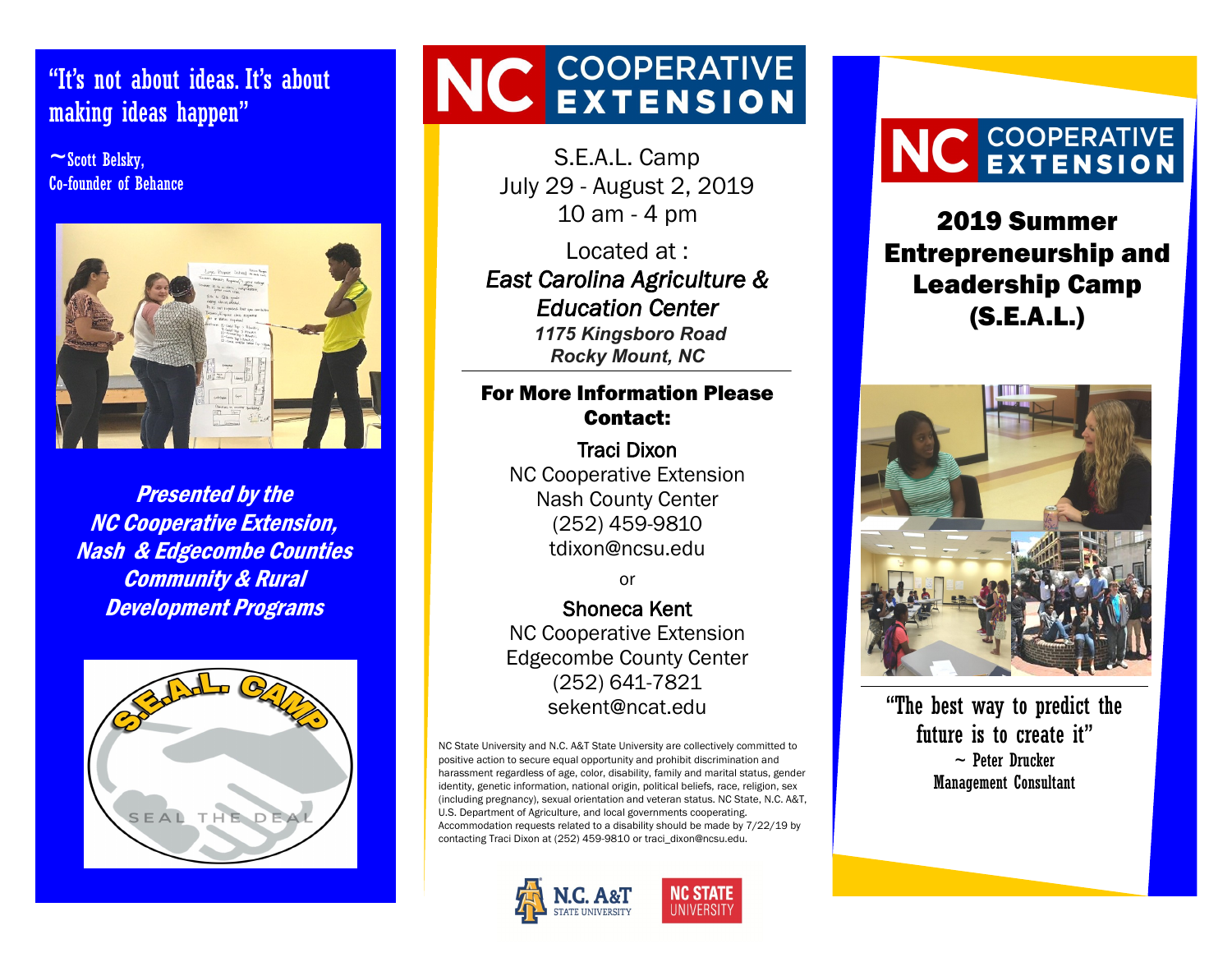"It's not about ideas. It's about making ideas happen"

~Scott Belsky,
Co-founder of Behance

***Presented by the NC Cooperative Extension, Nash & Edgecombe Counties Community & Rural Development Programs***

S.E.A.L. CAMP

SEAL THE DEAL

# NC COOPERATIVE EXTENSION

S.E.A.L. Camp
July 29 - August 2, 2019
10 am - 4 pm

Located at :
*East Carolina Agriculture & Education Center*
***1175 Kingsboro Road***
***Rocky Mount, NC***

---

**For More Information Please Contact:**

Traci Dixon
NC Cooperative Extension
Nash County Center
(252) 459-9810
tdixon@ncsu.edu

or

Shoneca Kent
NC Cooperative Extension
Edgecombe County Center
(252) 641-7821
sekent@ncat.edu

NC State University and N.C. A&T State University are collectively committed to positive action to secure equal opportunity and prohibit discrimination and harassment regardless of age, color, disability, family and marital status, gender identity, genetic information, national origin, political beliefs, race, religion, sex (including pregnancy), sexual orientation and veteran status. NC State, N.C. A&T, U.S. Department of Agriculture, and local governments cooperating. Accommodation requests related to a disability should be made by 7/22/19 by contacting Traci Dixon at (252) 459-9810 or traci_dixon@ncsu.edu.

N.C. A&T STATE UNIVERSITY

NC STATE UNIVERSITY

# NC COOPERATIVE EXTENSION

## 2019 Summer Entrepreneurship and Leadership Camp (S.E.A.L.)

---

"The best way to predict the future is to create it"
~ Peter Drucker
Management Consultant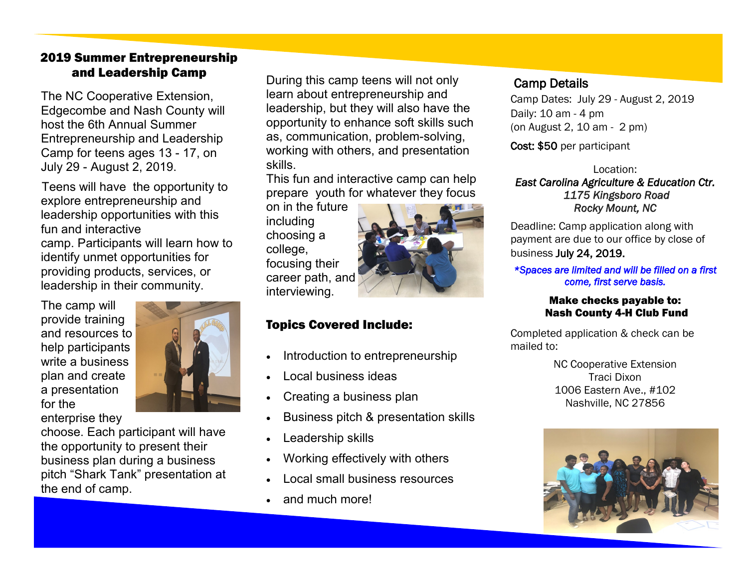## 2019 Summer Entrepreneurship and Leadership Camp

The NC Cooperative Extension, Edgecombe and Nash County will host the 6th Annual Summer Entrepreneurship and Leadership Camp for teens ages 13 - 17, on July 29 - August 2, 2019.

Teens will have the opportunity to explore entrepreneurship and leadership opportunities with this fun and interactive camp. Participants will learn how to identify unmet opportunities for providing products, services, or leadership in their community.

The camp will provide training and resources to help participants write a business plan and create a presentation for the enterprise they choose. Each participant will have the opportunity to present their business plan during a business pitch "Shark Tank" presentation at the end of camp.

During this camp teens will not only learn about entrepreneurship and leadership, but they will also have the opportunity to enhance soft skills such as, communication, problem-solving, working with others, and presentation skills.

This fun and interactive camp can help prepare youth for whatever they focus on in the future including choosing a college, focusing their career path, and interviewing.

### Topics Covered Include:

- Introduction to entrepreneurship
- Local business ideas
- Creating a business plan
- Business pitch & presentation skills
- Leadership skills
- Working effectively with others
- Local small business resources
- and much more!

### Camp Details

Camp Dates: July 29 - August 2, 2019
Daily: 10 am - 4 pm
(on August 2, 10 am - 2 pm)

**Cost: $50** per participant

Location:
*East Carolina Agriculture & Education Ctr.*
*1175 Kingsboro Road*
*Rocky Mount, NC*

Deadline: Camp application along with payment are due to our office by close of business **July 24, 2019.**

*\*Spaces are limited and will be filled on a first come, first serve basis.*

**Make checks payable to:**
**Nash County 4-H Club Fund**

Completed application & check can be mailed to:

NC Cooperative Extension
Traci Dixon
1006 Eastern Ave., #102
Nashville, NC 27856